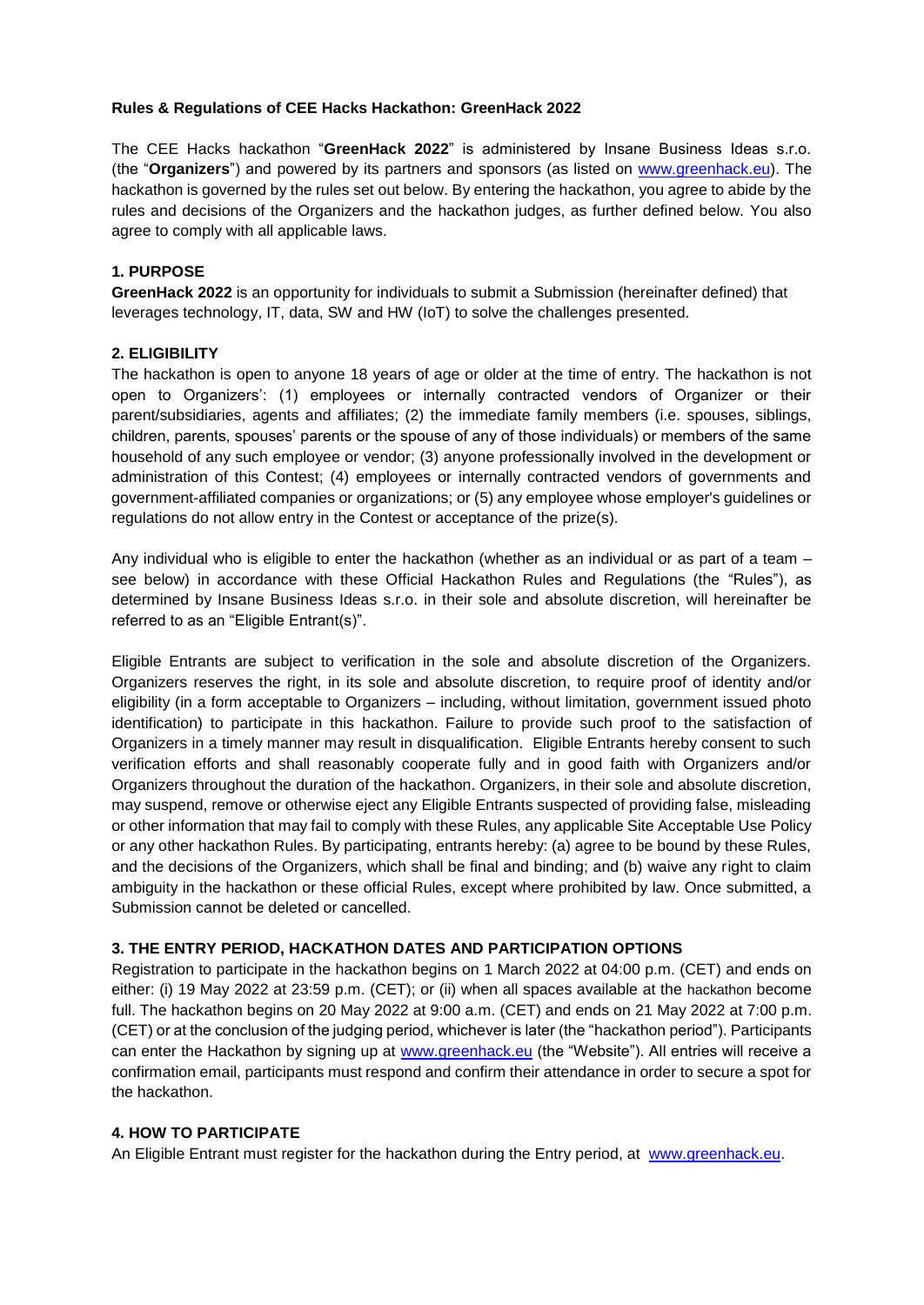# Rules & Regulations of CEE Hacks Hackathon: GreenHack 2022

The CEE Hacks hackathon "**GreenHack 2022**" is administered by Insane Business Ideas s.r.o. (the "**Organizers**") and powered by its partners and sponsors (as listed on [www.greenhack.eu](www.greenhack.eu)). The hackathon is governed by the rules set out below. By entering the hackathon, you agree to abide by the rules and decisions of the Organizers and the hackathon judges, as further defined below. You also agree to comply with all applicable laws.

## 1. PURPOSE

**GreenHack 2022** is an opportunity for individuals to submit a Submission (hereinafter defined) that leverages technology, IT, data, SW and HW (IoT) to solve the challenges presented.

## 2. ELIGIBILITY

The hackathon is open to anyone 18 years of age or older at the time of entry. The hackathon is not open to Organizers': (1) employees or internally contracted vendors of Organizer or their parent/subsidiaries, agents and affiliates; (2) the immediate family members (i.e. spouses, siblings, children, parents, spouses' parents or the spouse of any of those individuals) or members of the same household of any such employee or vendor; (3) anyone professionally involved in the development or administration of this Contest; (4) employees or internally contracted vendors of governments and government-affiliated companies or organizations; or (5) any employee whose employer's guidelines or regulations do not allow entry in the Contest or acceptance of the prize(s).

Any individual who is eligible to enter the hackathon (whether as an individual or as part of a team – see below) in accordance with these Official Hackathon Rules and Regulations (the "Rules"), as determined by Insane Business Ideas s.r.o. in their sole and absolute discretion, will hereinafter be referred to as an "Eligible Entrant(s)".

Eligible Entrants are subject to verification in the sole and absolute discretion of the Organizers. Organizers reserves the right, in its sole and absolute discretion, to require proof of identity and/or eligibility (in a form acceptable to Organizers – including, without limitation, government issued photo identification) to participate in this hackathon. Failure to provide such proof to the satisfaction of Organizers in a timely manner may result in disqualification. Eligible Entrants hereby consent to such verification efforts and shall reasonably cooperate fully and in good faith with Organizers and/or Organizers throughout the duration of the hackathon. Organizers, in their sole and absolute discretion, may suspend, remove or otherwise eject any Eligible Entrants suspected of providing false, misleading or other information that may fail to comply with these Rules, any applicable Site Acceptable Use Policy or any other hackathon Rules. By participating, entrants hereby: (a) agree to be bound by these Rules, and the decisions of the Organizers, which shall be final and binding; and (b) waive any right to claim ambiguity in the hackathon or these official Rules, except where prohibited by law. Once submitted, a Submission cannot be deleted or cancelled.

## 3. THE ENTRY PERIOD, HACKATHON DATES AND PARTICIPATION OPTIONS

Registration to participate in the hackathon begins on 1 March 2022 at 04:00 p.m. (CET) and ends on either: (i) 19 May 2022 at 23:59 p.m. (CET); or (ii) when all spaces available at the hackathon become full. The hackathon begins on 20 May 2022 at 9:00 a.m. (CET) and ends on 21 May 2022 at 7:00 p.m. (CET) or at the conclusion of the judging period, whichever is later (the "hackathon period"). Participants can enter the Hackathon by signing up at [www.greenhack.eu](www.greenhack.eu) (the "Website"). All entries will receive a confirmation email, participants must respond and confirm their attendance in order to secure a spot for the hackathon.

## 4. HOW TO PARTICIPATE

An Eligible Entrant must register for the hackathon during the Entry period, at [www.greenhack.eu](www.greenhack.eu).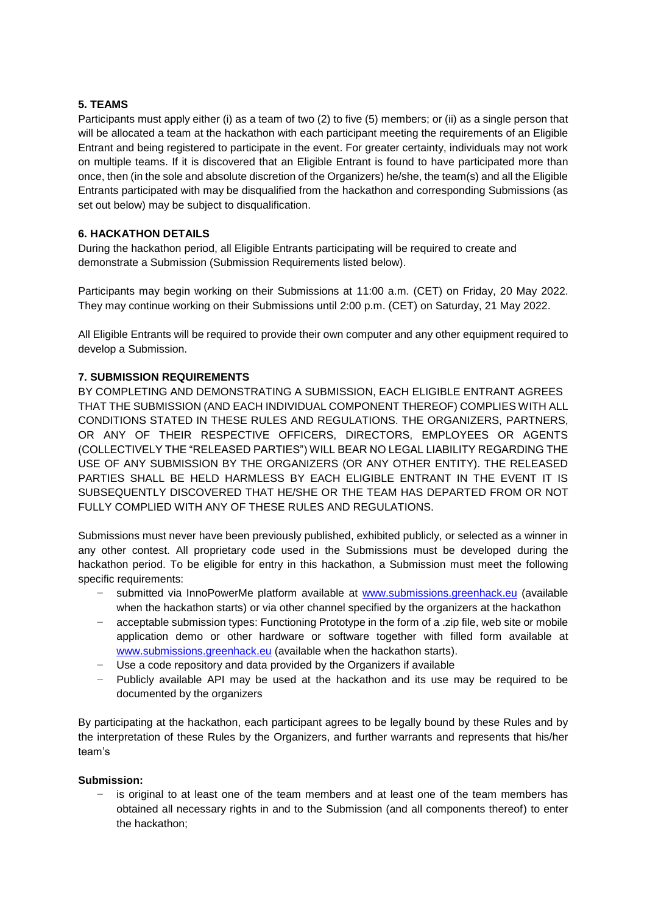**5. TEAMS**

Participants must apply either (i) as a team of two (2) to five (5) members; or (ii) as a single person that will be allocated a team at the hackathon with each participant meeting the requirements of an Eligible Entrant and being registered to participate in the event. For greater certainty, individuals may not work on multiple teams. If it is discovered that an Eligible Entrant is found to have participated more than once, then (in the sole and absolute discretion of the Organizers) he/she, the team(s) and all the Eligible Entrants participated with may be disqualified from the hackathon and corresponding Submissions (as set out below) may be subject to disqualification.

**6. HACKATHON DETAILS**

During the hackathon period, all Eligible Entrants participating will be required to create and demonstrate a Submission (Submission Requirements listed below).

Participants may begin working on their Submissions at 11:00 a.m. (CET) on Friday, 20 May 2022. They may continue working on their Submissions until 2:00 p.m. (CET) on Saturday, 21 May 2022.

All Eligible Entrants will be required to provide their own computer and any other equipment required to develop a Submission.

**7. SUBMISSION REQUIREMENTS**

BY COMPLETING AND DEMONSTRATING A SUBMISSION, EACH ELIGIBLE ENTRANT AGREES THAT THE SUBMISSION (AND EACH INDIVIDUAL COMPONENT THEREOF) COMPLIES WITH ALL CONDITIONS STATED IN THESE RULES AND REGULATIONS. THE ORGANIZERS, PARTNERS, OR ANY OF THEIR RESPECTIVE OFFICERS, DIRECTORS, EMPLOYEES OR AGENTS (COLLECTIVELY THE "RELEASED PARTIES") WILL BEAR NO LEGAL LIABILITY REGARDING THE USE OF ANY SUBMISSION BY THE ORGANIZERS (OR ANY OTHER ENTITY). THE RELEASED PARTIES SHALL BE HELD HARMLESS BY EACH ELIGIBLE ENTRANT IN THE EVENT IT IS SUBSEQUENTLY DISCOVERED THAT HE/SHE OR THE TEAM HAS DEPARTED FROM OR NOT FULLY COMPLIED WITH ANY OF THESE RULES AND REGULATIONS.

Submissions must never have been previously published, exhibited publicly, or selected as a winner in any other contest. All proprietary code used in the Submissions must be developed during the hackathon period. To be eligible for entry in this hackathon, a Submission must meet the following specific requirements:

- submitted via InnoPowerMe platform available at [www.submissions.greenhack.eu](www.submissions.greenhack.eu) (available when the hackathon starts) or via other channel specified by the organizers at the hackathon
- acceptable submission types: Functioning Prototype in the form of a .zip file, web site or mobile application demo or other hardware or software together with filled form available at [www.submissions.greenhack.eu](www.submissions.greenhack.eu) (available when the hackathon starts).
- Use a code repository and data provided by the Organizers if available
- Publicly available API may be used at the hackathon and its use may be required to be documented by the organizers

By participating at the hackathon, each participant agrees to be legally bound by these Rules and by the interpretation of these Rules by the Organizers, and further warrants and represents that his/her team's

**Submission:**

- is original to at least one of the team members and at least one of the team members has obtained all necessary rights in and to the Submission (and all components thereof) to enter the hackathon;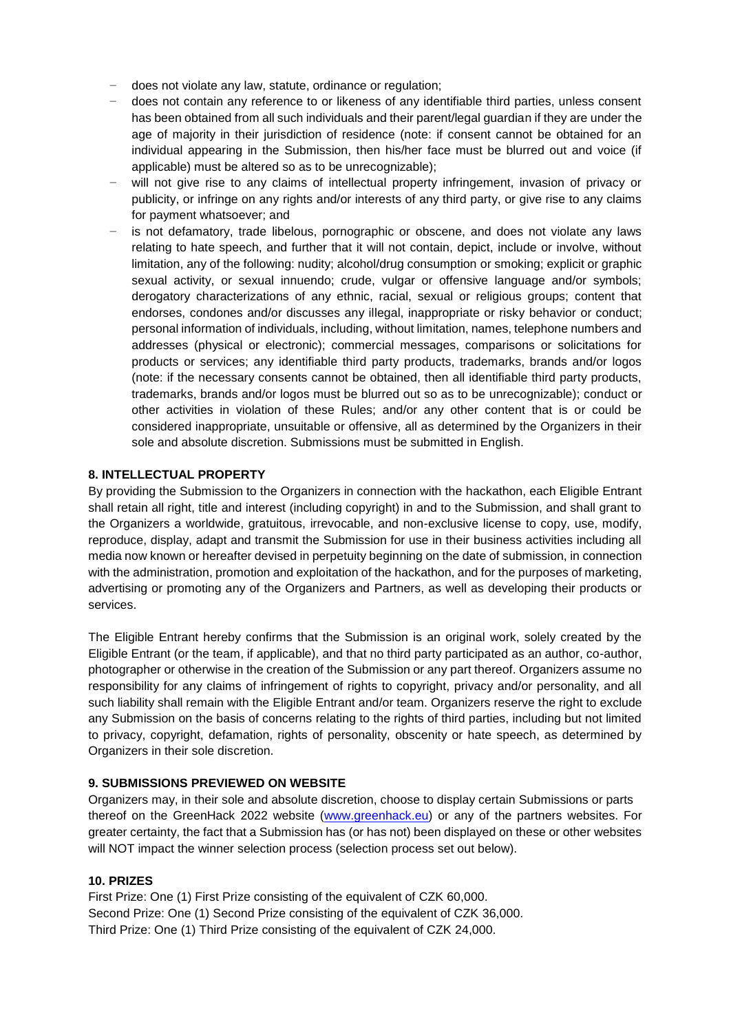- does not violate any law, statute, ordinance or regulation;
- does not contain any reference to or likeness of any identifiable third parties, unless consent has been obtained from all such individuals and their parent/legal guardian if they are under the age of majority in their jurisdiction of residence (note: if consent cannot be obtained for an individual appearing in the Submission, then his/her face must be blurred out and voice (if applicable) must be altered so as to be unrecognizable);
- will not give rise to any claims of intellectual property infringement, invasion of privacy or publicity, or infringe on any rights and/or interests of any third party, or give rise to any claims for payment whatsoever; and
- is not defamatory, trade libelous, pornographic or obscene, and does not violate any laws relating to hate speech, and further that it will not contain, depict, include or involve, without limitation, any of the following: nudity; alcohol/drug consumption or smoking; explicit or graphic sexual activity, or sexual innuendo; crude, vulgar or offensive language and/or symbols; derogatory characterizations of any ethnic, racial, sexual or religious groups; content that endorses, condones and/or discusses any illegal, inappropriate or risky behavior or conduct; personal information of individuals, including, without limitation, names, telephone numbers and addresses (physical or electronic); commercial messages, comparisons or solicitations for products or services; any identifiable third party products, trademarks, brands and/or logos (note: if the necessary consents cannot be obtained, then all identifiable third party products, trademarks, brands and/or logos must be blurred out so as to be unrecognizable); conduct or other activities in violation of these Rules; and/or any other content that is or could be considered inappropriate, unsuitable or offensive, all as determined by the Organizers in their sole and absolute discretion. Submissions must be submitted in English.

**8. INTELLECTUAL PROPERTY**

By providing the Submission to the Organizers in connection with the hackathon, each Eligible Entrant shall retain all right, title and interest (including copyright) in and to the Submission, and shall grant to the Organizers a worldwide, gratuitous, irrevocable, and non-exclusive license to copy, use, modify, reproduce, display, adapt and transmit the Submission for use in their business activities including all media now known or hereafter devised in perpetuity beginning on the date of submission, in connection with the administration, promotion and exploitation of the hackathon, and for the purposes of marketing, advertising or promoting any of the Organizers and Partners, as well as developing their products or services.

The Eligible Entrant hereby confirms that the Submission is an original work, solely created by the Eligible Entrant (or the team, if applicable), and that no third party participated as an author, co-author, photographer or otherwise in the creation of the Submission or any part thereof. Organizers assume no responsibility for any claims of infringement of rights to copyright, privacy and/or personality, and all such liability shall remain with the Eligible Entrant and/or team. Organizers reserve the right to exclude any Submission on the basis of concerns relating to the rights of third parties, including but not limited to privacy, copyright, defamation, rights of personality, obscenity or hate speech, as determined by Organizers in their sole discretion.

**9. SUBMISSIONS PREVIEWED ON WEBSITE**

Organizers may, in their sole and absolute discretion, choose to display certain Submissions or parts thereof on the GreenHack 2022 website (www.greenhack.eu) or any of the partners websites. For greater certainty, the fact that a Submission has (or has not) been displayed on these or other websites will NOT impact the winner selection process (selection process set out below).

**10. PRIZES**

First Prize: One (1) First Prize consisting of the equivalent of CZK 60,000.
Second Prize: One (1) Second Prize consisting of the equivalent of CZK 36,000.
Third Prize: One (1) Third Prize consisting of the equivalent of CZK 24,000.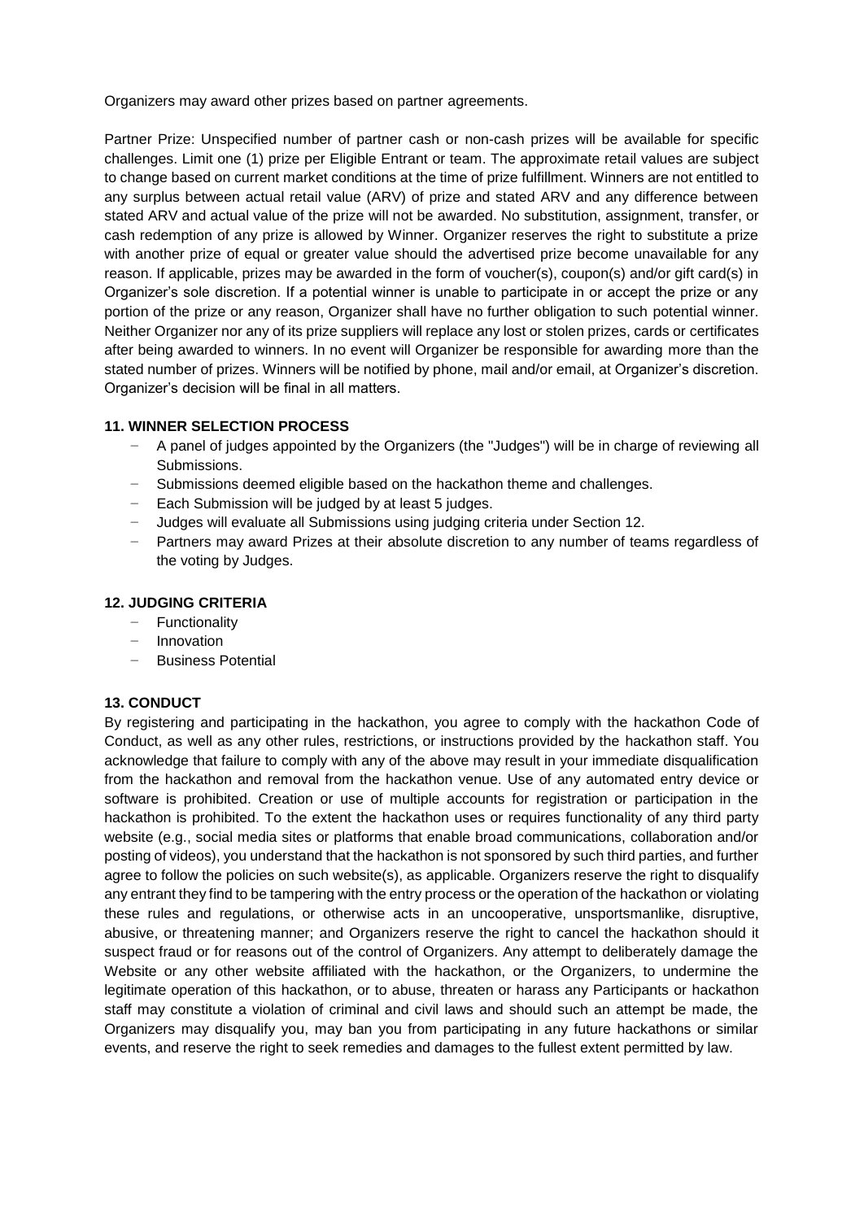Organizers may award other prizes based on partner agreements.

Partner Prize: Unspecified number of partner cash or non-cash prizes will be available for specific challenges. Limit one (1) prize per Eligible Entrant or team. The approximate retail values are subject to change based on current market conditions at the time of prize fulfillment. Winners are not entitled to any surplus between actual retail value (ARV) of prize and stated ARV and any difference between stated ARV and actual value of the prize will not be awarded. No substitution, assignment, transfer, or cash redemption of any prize is allowed by Winner. Organizer reserves the right to substitute a prize with another prize of equal or greater value should the advertised prize become unavailable for any reason. If applicable, prizes may be awarded in the form of voucher(s), coupon(s) and/or gift card(s) in Organizer's sole discretion. If a potential winner is unable to participate in or accept the prize or any portion of the prize or any reason, Organizer shall have no further obligation to such potential winner. Neither Organizer nor any of its prize suppliers will replace any lost or stolen prizes, cards or certificates after being awarded to winners. In no event will Organizer be responsible for awarding more than the stated number of prizes. Winners will be notified by phone, mail and/or email, at Organizer's discretion. Organizer's decision will be final in all matters.

## 11. WINNER SELECTION PROCESS

- A panel of judges appointed by the Organizers (the "Judges") will be in charge of reviewing all Submissions.
- Submissions deemed eligible based on the hackathon theme and challenges.
- Each Submission will be judged by at least 5 judges.
- Judges will evaluate all Submissions using judging criteria under Section 12.
- Partners may award Prizes at their absolute discretion to any number of teams regardless of the voting by Judges.

## 12. JUDGING CRITERIA

- Functionality
- Innovation
- Business Potential

## 13. CONDUCT

By registering and participating in the hackathon, you agree to comply with the hackathon Code of Conduct, as well as any other rules, restrictions, or instructions provided by the hackathon staff. You acknowledge that failure to comply with any of the above may result in your immediate disqualification from the hackathon and removal from the hackathon venue. Use of any automated entry device or software is prohibited. Creation or use of multiple accounts for registration or participation in the hackathon is prohibited. To the extent the hackathon uses or requires functionality of any third party website (e.g., social media sites or platforms that enable broad communications, collaboration and/or posting of videos), you understand that the hackathon is not sponsored by such third parties, and further agree to follow the policies on such website(s), as applicable. Organizers reserve the right to disqualify any entrant they find to be tampering with the entry process or the operation of the hackathon or violating these rules and regulations, or otherwise acts in an uncooperative, unsportsmanlike, disruptive, abusive, or threatening manner; and Organizers reserve the right to cancel the hackathon should it suspect fraud or for reasons out of the control of Organizers. Any attempt to deliberately damage the Website or any other website affiliated with the hackathon, or the Organizers, to undermine the legitimate operation of this hackathon, or to abuse, threaten or harass any Participants or hackathon staff may constitute a violation of criminal and civil laws and should such an attempt be made, the Organizers may disqualify you, may ban you from participating in any future hackathons or similar events, and reserve the right to seek remedies and damages to the fullest extent permitted by law.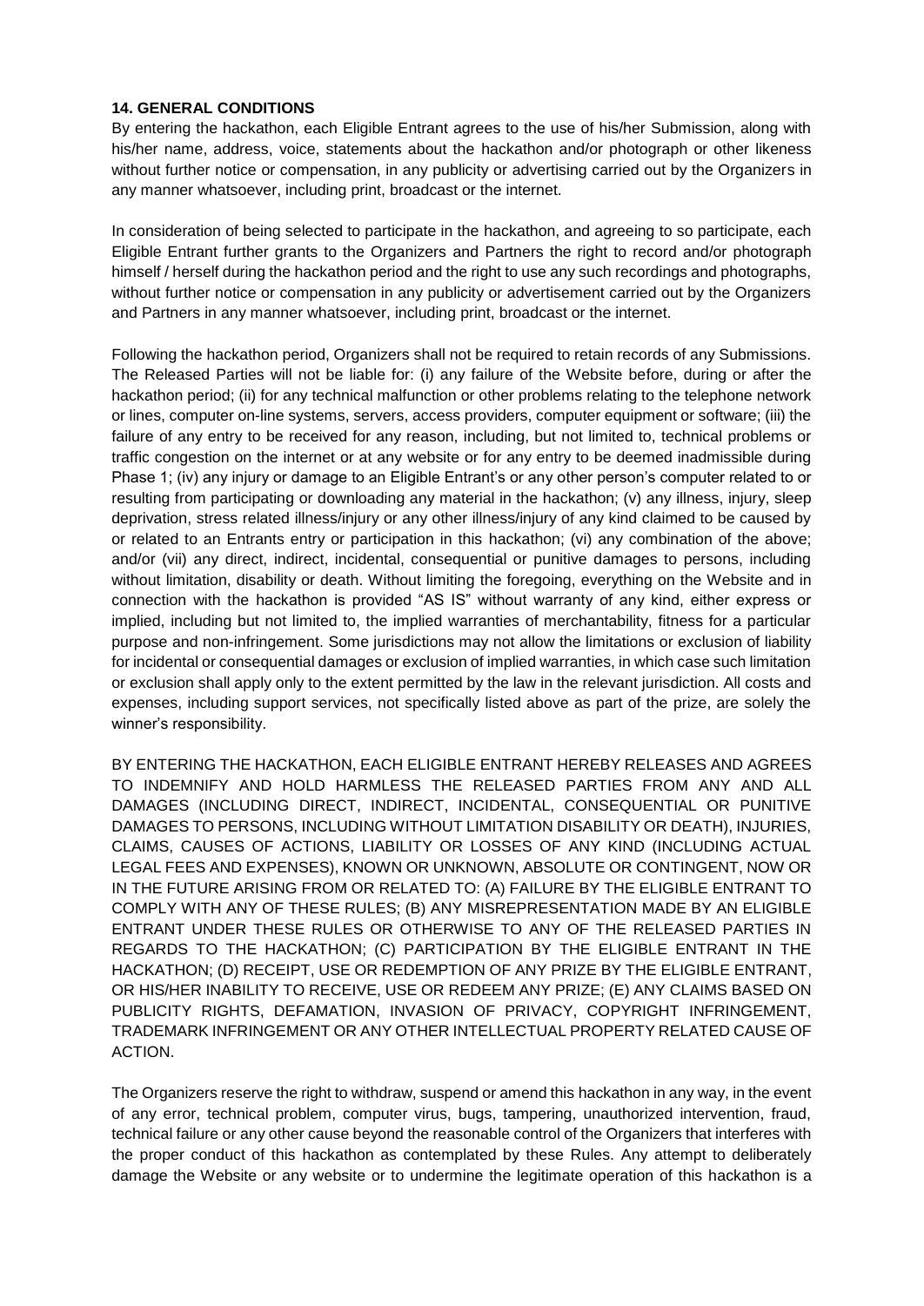**14. GENERAL CONDITIONS**

By entering the hackathon, each Eligible Entrant agrees to the use of his/her Submission, along with his/her name, address, voice, statements about the hackathon and/or photograph or other likeness without further notice or compensation, in any publicity or advertising carried out by the Organizers in any manner whatsoever, including print, broadcast or the internet.

In consideration of being selected to participate in the hackathon, and agreeing to so participate, each Eligible Entrant further grants to the Organizers and Partners the right to record and/or photograph himself / herself during the hackathon period and the right to use any such recordings and photographs, without further notice or compensation in any publicity or advertisement carried out by the Organizers and Partners in any manner whatsoever, including print, broadcast or the internet.

Following the hackathon period, Organizers shall not be required to retain records of any Submissions. The Released Parties will not be liable for: (i) any failure of the Website before, during or after the hackathon period; (ii) for any technical malfunction or other problems relating to the telephone network or lines, computer on-line systems, servers, access providers, computer equipment or software; (iii) the failure of any entry to be received for any reason, including, but not limited to, technical problems or traffic congestion on the internet or at any website or for any entry to be deemed inadmissible during Phase 1; (iv) any injury or damage to an Eligible Entrant's or any other person's computer related to or resulting from participating or downloading any material in the hackathon; (v) any illness, injury, sleep deprivation, stress related illness/injury or any other illness/injury of any kind claimed to be caused by or related to an Entrants entry or participation in this hackathon; (vi) any combination of the above; and/or (vii) any direct, indirect, incidental, consequential or punitive damages to persons, including without limitation, disability or death. Without limiting the foregoing, everything on the Website and in connection with the hackathon is provided "AS IS" without warranty of any kind, either express or implied, including but not limited to, the implied warranties of merchantability, fitness for a particular purpose and non-infringement. Some jurisdictions may not allow the limitations or exclusion of liability for incidental or consequential damages or exclusion of implied warranties, in which case such limitation or exclusion shall apply only to the extent permitted by the law in the relevant jurisdiction. All costs and expenses, including support services, not specifically listed above as part of the prize, are solely the winner's responsibility.

BY ENTERING THE HACKATHON, EACH ELIGIBLE ENTRANT HEREBY RELEASES AND AGREES TO INDEMNIFY AND HOLD HARMLESS THE RELEASED PARTIES FROM ANY AND ALL DAMAGES (INCLUDING DIRECT, INDIRECT, INCIDENTAL, CONSEQUENTIAL OR PUNITIVE DAMAGES TO PERSONS, INCLUDING WITHOUT LIMITATION DISABILITY OR DEATH), INJURIES, CLAIMS, CAUSES OF ACTIONS, LIABILITY OR LOSSES OF ANY KIND (INCLUDING ACTUAL LEGAL FEES AND EXPENSES), KNOWN OR UNKNOWN, ABSOLUTE OR CONTINGENT, NOW OR IN THE FUTURE ARISING FROM OR RELATED TO: (A) FAILURE BY THE ELIGIBLE ENTRANT TO COMPLY WITH ANY OF THESE RULES; (B) ANY MISREPRESENTATION MADE BY AN ELIGIBLE ENTRANT UNDER THESE RULES OR OTHERWISE TO ANY OF THE RELEASED PARTIES IN REGARDS TO THE HACKATHON; (C) PARTICIPATION BY THE ELIGIBLE ENTRANT IN THE HACKATHON; (D) RECEIPT, USE OR REDEMPTION OF ANY PRIZE BY THE ELIGIBLE ENTRANT, OR HIS/HER INABILITY TO RECEIVE, USE OR REDEEM ANY PRIZE; (E) ANY CLAIMS BASED ON PUBLICITY RIGHTS, DEFAMATION, INVASION OF PRIVACY, COPYRIGHT INFRINGEMENT, TRADEMARK INFRINGEMENT OR ANY OTHER INTELLECTUAL PROPERTY RELATED CAUSE OF ACTION.

The Organizers reserve the right to withdraw, suspend or amend this hackathon in any way, in the event of any error, technical problem, computer virus, bugs, tampering, unauthorized intervention, fraud, technical failure or any other cause beyond the reasonable control of the Organizers that interferes with the proper conduct of this hackathon as contemplated by these Rules. Any attempt to deliberately damage the Website or any website or to undermine the legitimate operation of this hackathon is a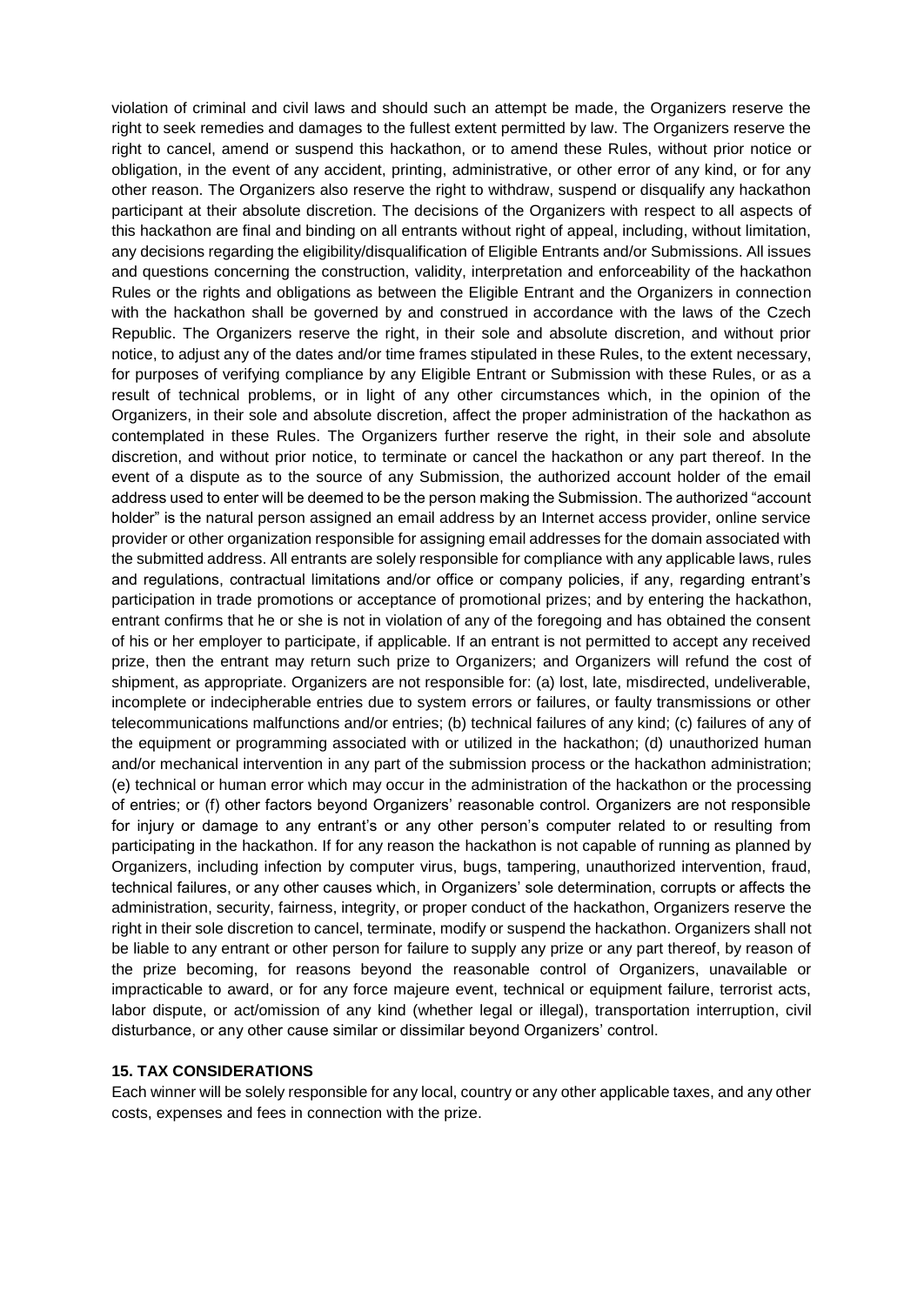violation of criminal and civil laws and should such an attempt be made, the Organizers reserve the right to seek remedies and damages to the fullest extent permitted by law. The Organizers reserve the right to cancel, amend or suspend this hackathon, or to amend these Rules, without prior notice or obligation, in the event of any accident, printing, administrative, or other error of any kind, or for any other reason. The Organizers also reserve the right to withdraw, suspend or disqualify any hackathon participant at their absolute discretion. The decisions of the Organizers with respect to all aspects of this hackathon are final and binding on all entrants without right of appeal, including, without limitation, any decisions regarding the eligibility/disqualification of Eligible Entrants and/or Submissions. All issues and questions concerning the construction, validity, interpretation and enforceability of the hackathon Rules or the rights and obligations as between the Eligible Entrant and the Organizers in connection with the hackathon shall be governed by and construed in accordance with the laws of the Czech Republic. The Organizers reserve the right, in their sole and absolute discretion, and without prior notice, to adjust any of the dates and/or time frames stipulated in these Rules, to the extent necessary, for purposes of verifying compliance by any Eligible Entrant or Submission with these Rules, or as a result of technical problems, or in light of any other circumstances which, in the opinion of the Organizers, in their sole and absolute discretion, affect the proper administration of the hackathon as contemplated in these Rules. The Organizers further reserve the right, in their sole and absolute discretion, and without prior notice, to terminate or cancel the hackathon or any part thereof. In the event of a dispute as to the source of any Submission, the authorized account holder of the email address used to enter will be deemed to be the person making the Submission. The authorized "account holder" is the natural person assigned an email address by an Internet access provider, online service provider or other organization responsible for assigning email addresses for the domain associated with the submitted address. All entrants are solely responsible for compliance with any applicable laws, rules and regulations, contractual limitations and/or office or company policies, if any, regarding entrant's participation in trade promotions or acceptance of promotional prizes; and by entering the hackathon, entrant confirms that he or she is not in violation of any of the foregoing and has obtained the consent of his or her employer to participate, if applicable. If an entrant is not permitted to accept any received prize, then the entrant may return such prize to Organizers; and Organizers will refund the cost of shipment, as appropriate. Organizers are not responsible for: (a) lost, late, misdirected, undeliverable, incomplete or indecipherable entries due to system errors or failures, or faulty transmissions or other telecommunications malfunctions and/or entries; (b) technical failures of any kind; (c) failures of any of the equipment or programming associated with or utilized in the hackathon; (d) unauthorized human and/or mechanical intervention in any part of the submission process or the hackathon administration; (e) technical or human error which may occur in the administration of the hackathon or the processing of entries; or (f) other factors beyond Organizers' reasonable control. Organizers are not responsible for injury or damage to any entrant's or any other person's computer related to or resulting from participating in the hackathon. If for any reason the hackathon is not capable of running as planned by Organizers, including infection by computer virus, bugs, tampering, unauthorized intervention, fraud, technical failures, or any other causes which, in Organizers' sole determination, corrupts or affects the administration, security, fairness, integrity, or proper conduct of the hackathon, Organizers reserve the right in their sole discretion to cancel, terminate, modify or suspend the hackathon. Organizers shall not be liable to any entrant or other person for failure to supply any prize or any part thereof, by reason of the prize becoming, for reasons beyond the reasonable control of Organizers, unavailable or impracticable to award, or for any force majeure event, technical or equipment failure, terrorist acts, labor dispute, or act/omission of any kind (whether legal or illegal), transportation interruption, civil disturbance, or any other cause similar or dissimilar beyond Organizers' control.

**15. TAX CONSIDERATIONS**

Each winner will be solely responsible for any local, country or any other applicable taxes, and any other costs, expenses and fees in connection with the prize.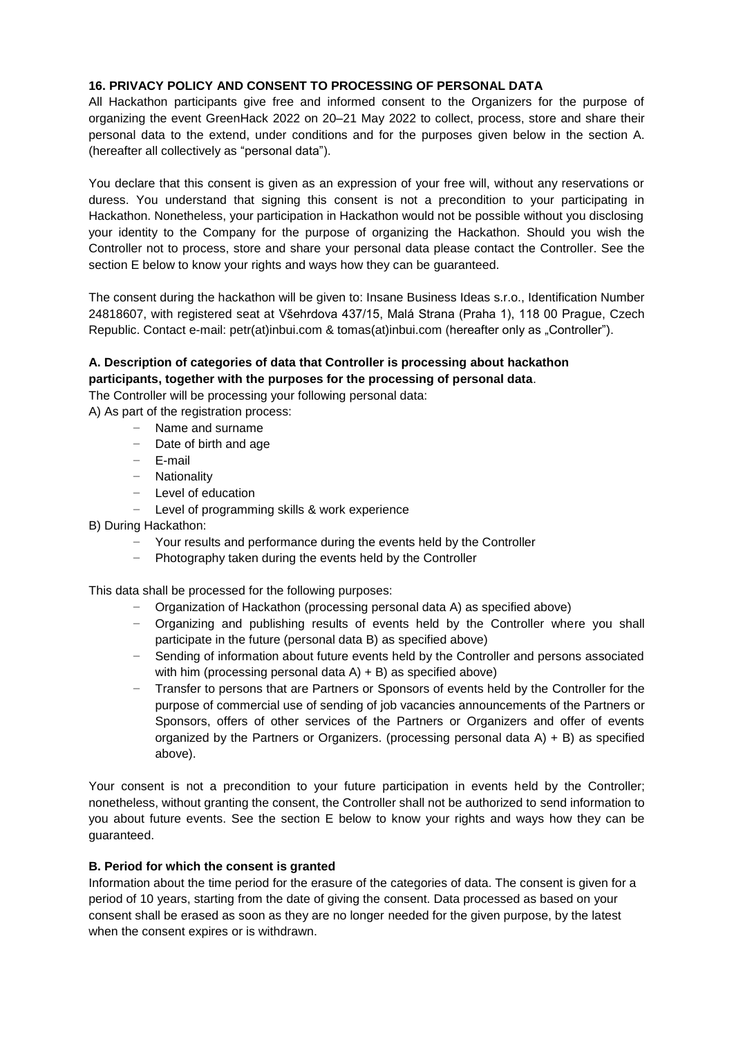**16. PRIVACY POLICY AND CONSENT TO PROCESSING OF PERSONAL DATA**

All Hackathon participants give free and informed consent to the Organizers for the purpose of organizing the event GreenHack 2022 on 20–21 May 2022 to collect, process, store and share their personal data to the extend, under conditions and for the purposes given below in the section A. (hereafter all collectively as "personal data").

You declare that this consent is given as an expression of your free will, without any reservations or duress. You understand that signing this consent is not a precondition to your participating in Hackathon. Nonetheless, your participation in Hackathon would not be possible without you disclosing your identity to the Company for the purpose of organizing the Hackathon. Should you wish the Controller not to process, store and share your personal data please contact the Controller. See the section E below to know your rights and ways how they can be guaranteed.

The consent during the hackathon will be given to: Insane Business Ideas s.r.o., Identification Number 24818607, with registered seat at Všehrdova 437/15, Malá Strana (Praha 1), 118 00 Prague, Czech Republic. Contact e-mail: petr(at)inbui.com & tomas(at)inbui.com (hereafter only as „Controller").

**A. Description of categories of data that Controller is processing about hackathon participants, together with the purposes for the processing of personal data**.

The Controller will be processing your following personal data:

A) As part of the registration process:

- Name and surname
- Date of birth and age
- E-mail
- Nationality
- Level of education
- Level of programming skills & work experience

B) During Hackathon:

- Your results and performance during the events held by the Controller
- Photography taken during the events held by the Controller

This data shall be processed for the following purposes:

- Organization of Hackathon (processing personal data A) as specified above)
- Organizing and publishing results of events held by the Controller where you shall participate in the future (personal data B) as specified above)
- Sending of information about future events held by the Controller and persons associated with him (processing personal data A) + B) as specified above)
- Transfer to persons that are Partners or Sponsors of events held by the Controller for the purpose of commercial use of sending of job vacancies announcements of the Partners or Sponsors, offers of other services of the Partners or Organizers and offer of events organized by the Partners or Organizers. (processing personal data A) + B) as specified above).

Your consent is not a precondition to your future participation in events held by the Controller; nonetheless, without granting the consent, the Controller shall not be authorized to send information to you about future events. See the section E below to know your rights and ways how they can be guaranteed.

**B. Period for which the consent is granted**

Information about the time period for the erasure of the categories of data. The consent is given for a period of 10 years, starting from the date of giving the consent. Data processed as based on your consent shall be erased as soon as they are no longer needed for the given purpose, by the latest when the consent expires or is withdrawn.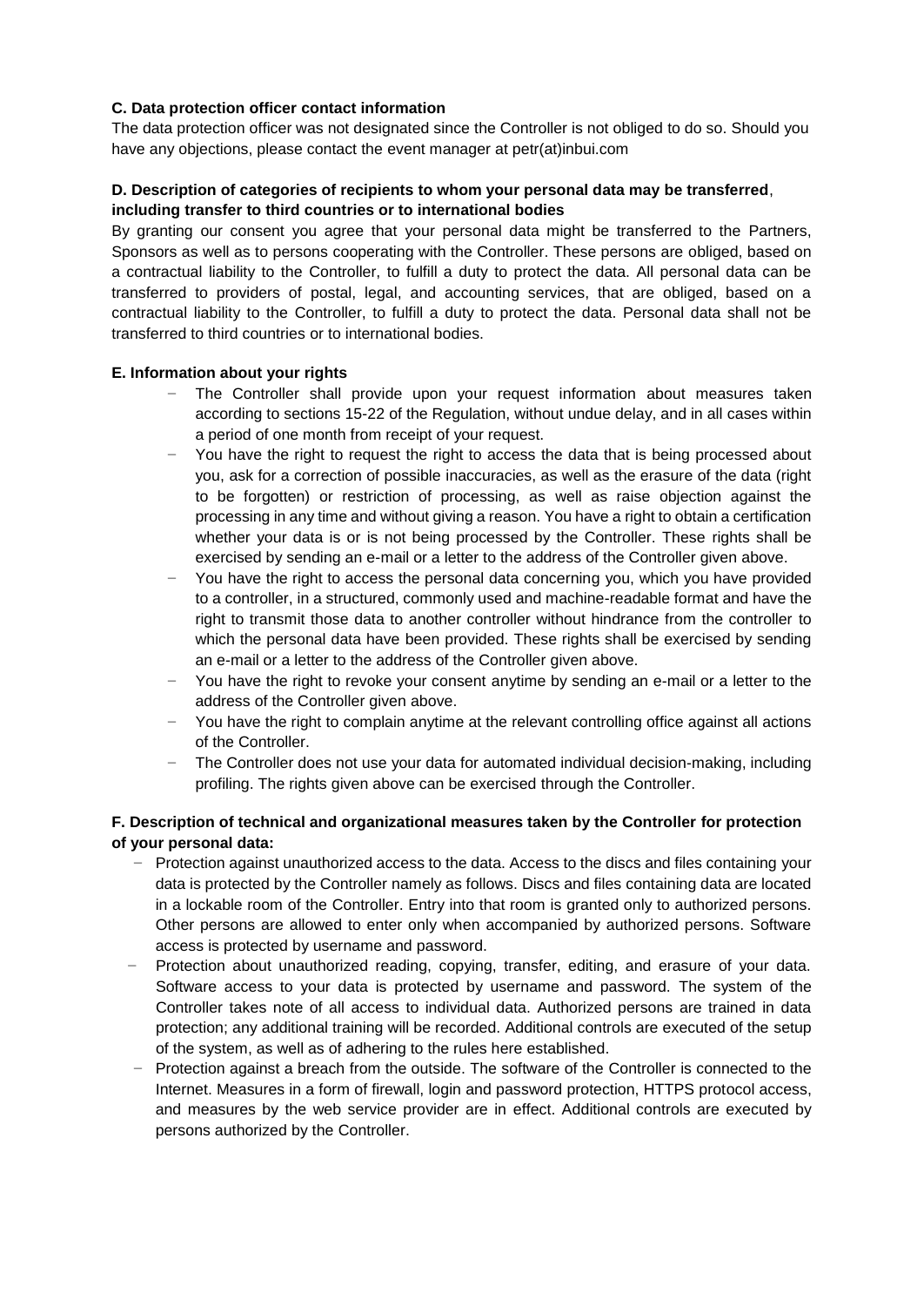**C. Data protection officer contact information**

The data protection officer was not designated since the Controller is not obliged to do so. Should you have any objections, please contact the event manager at petr(at)inbui.com

**D. Description of categories of recipients to whom your personal data may be transferred**, **including transfer to third countries or to international bodies**

By granting our consent you agree that your personal data might be transferred to the Partners, Sponsors as well as to persons cooperating with the Controller. These persons are obliged, based on a contractual liability to the Controller, to fulfill a duty to protect the data. All personal data can be transferred to providers of postal, legal, and accounting services, that are obliged, based on a contractual liability to the Controller, to fulfill a duty to protect the data. Personal data shall not be transferred to third countries or to international bodies.

**E. Information about your rights**

- The Controller shall provide upon your request information about measures taken according to sections 15-22 of the Regulation, without undue delay, and in all cases within a period of one month from receipt of your request.
- You have the right to request the right to access the data that is being processed about you, ask for a correction of possible inaccuracies, as well as the erasure of the data (right to be forgotten) or restriction of processing, as well as raise objection against the processing in any time and without giving a reason. You have a right to obtain a certification whether your data is or is not being processed by the Controller. These rights shall be exercised by sending an e-mail or a letter to the address of the Controller given above.
- You have the right to access the personal data concerning you, which you have provided to a controller, in a structured, commonly used and machine-readable format and have the right to transmit those data to another controller without hindrance from the controller to which the personal data have been provided. These rights shall be exercised by sending an e-mail or a letter to the address of the Controller given above.
- You have the right to revoke your consent anytime by sending an e-mail or a letter to the address of the Controller given above.
- You have the right to complain anytime at the relevant controlling office against all actions of the Controller.
- The Controller does not use your data for automated individual decision-making, including profiling. The rights given above can be exercised through the Controller.

**F. Description of technical and organizational measures taken by the Controller for protection of your personal data:**

- Protection against unauthorized access to the data. Access to the discs and files containing your data is protected by the Controller namely as follows. Discs and files containing data are located in a lockable room of the Controller. Entry into that room is granted only to authorized persons. Other persons are allowed to enter only when accompanied by authorized persons. Software access is protected by username and password.
- Protection about unauthorized reading, copying, transfer, editing, and erasure of your data. Software access to your data is protected by username and password. The system of the Controller takes note of all access to individual data. Authorized persons are trained in data protection; any additional training will be recorded. Additional controls are executed of the setup of the system, as well as of adhering to the rules here established.
- Protection against a breach from the outside. The software of the Controller is connected to the Internet. Measures in a form of firewall, login and password protection, HTTPS protocol access, and measures by the web service provider are in effect. Additional controls are executed by persons authorized by the Controller.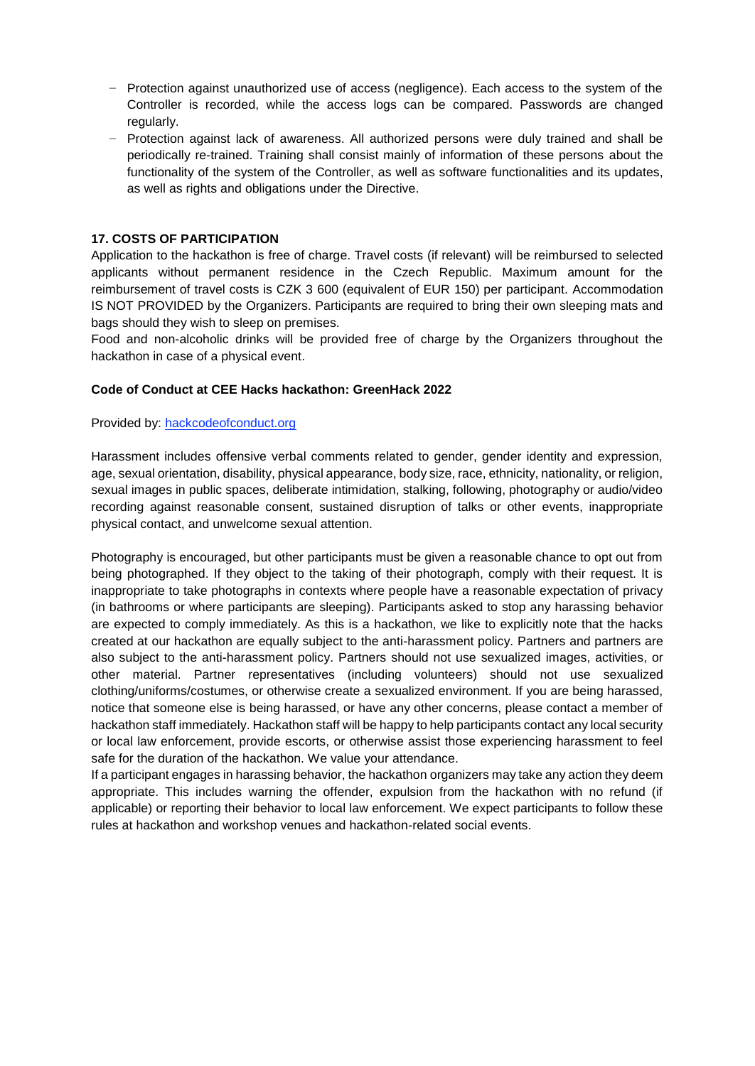- Protection against unauthorized use of access (negligence). Each access to the system of the Controller is recorded, while the access logs can be compared. Passwords are changed regularly.
- Protection against lack of awareness. All authorized persons were duly trained and shall be periodically re-trained. Training shall consist mainly of information of these persons about the functionality of the system of the Controller, as well as software functionalities and its updates, as well as rights and obligations under the Directive.

### 17. COSTS OF PARTICIPATION

Application to the hackathon is free of charge. Travel costs (if relevant) will be reimbursed to selected applicants without permanent residence in the Czech Republic. Maximum amount for the reimbursement of travel costs is CZK 3 600 (equivalent of EUR 150) per participant. Accommodation IS NOT PROVIDED by the Organizers. Participants are required to bring their own sleeping mats and bags should they wish to sleep on premises.

Food and non-alcoholic drinks will be provided free of charge by the Organizers throughout the hackathon in case of a physical event.

### Code of Conduct at CEE Hacks hackathon: GreenHack 2022

Provided by: [hackcodeofconduct.org](hackcodeofconduct.org)

Harassment includes offensive verbal comments related to gender, gender identity and expression, age, sexual orientation, disability, physical appearance, body size, race, ethnicity, nationality, or religion, sexual images in public spaces, deliberate intimidation, stalking, following, photography or audio/video recording against reasonable consent, sustained disruption of talks or other events, inappropriate physical contact, and unwelcome sexual attention.

Photography is encouraged, but other participants must be given a reasonable chance to opt out from being photographed. If they object to the taking of their photograph, comply with their request. It is inappropriate to take photographs in contexts where people have a reasonable expectation of privacy (in bathrooms or where participants are sleeping). Participants asked to stop any harassing behavior are expected to comply immediately. As this is a hackathon, we like to explicitly note that the hacks created at our hackathon are equally subject to the anti-harassment policy. Partners and partners are also subject to the anti-harassment policy. Partners should not use sexualized images, activities, or other material. Partner representatives (including volunteers) should not use sexualized clothing/uniforms/costumes, or otherwise create a sexualized environment. If you are being harassed, notice that someone else is being harassed, or have any other concerns, please contact a member of hackathon staff immediately. Hackathon staff will be happy to help participants contact any local security or local law enforcement, provide escorts, or otherwise assist those experiencing harassment to feel safe for the duration of the hackathon. We value your attendance.

If a participant engages in harassing behavior, the hackathon organizers may take any action they deem appropriate. This includes warning the offender, expulsion from the hackathon with no refund (if applicable) or reporting their behavior to local law enforcement. We expect participants to follow these rules at hackathon and workshop venues and hackathon-related social events.